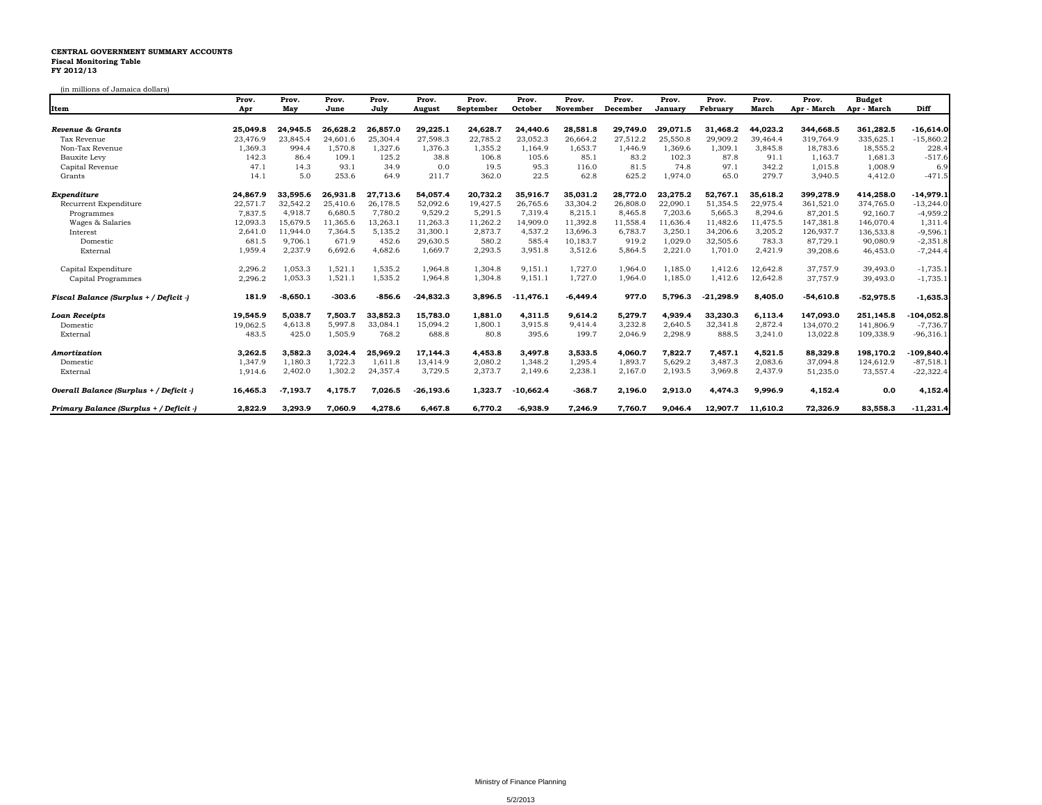**CENTRAL GOVERNMENT SUMMARY ACCOUNTS**
**Fiscal Monitoring Table**
**FY 2012/13**

(in millions of Jamaica dollars)

| Item | Prov. Apr | Prov. May | Prov. June | Prov. July | Prov. August | Prov. September | Prov. October | Prov. November | Prov. December | Prov. January | Prov. February | Prov. March | Prov. Apr - March | Budget Apr - March | Diff |
|---|---|---|---|---|---|---|---|---|---|---|---|---|---|---|---|
| ***Revenue & Grants*** | **25,049.8** | **24,945.5** | **26,628.2** | **26,857.0** | **29,225.1** | **24,628.7** | **24,440.6** | **28,581.8** | **29,749.0** | **29,071.5** | **31,468.2** | **44,023.2** | **344,668.5** | **361,282.5** | **-16,614.0** |
| Tax Revenue | 23,476.9 | 23,845.4 | 24,601.6 | 25,304.4 | 27,598.3 | 22,785.2 | 23,052.3 | 26,664.2 | 27,512.2 | 25,550.8 | 29,909.2 | 39,464.4 | 319,764.9 | 335,625.1 | -15,860.2 |
| Non-Tax Revenue | 1,369.3 | 994.4 | 1,570.8 | 1,327.6 | 1,376.3 | 1,355.2 | 1,164.9 | 1,653.7 | 1,446.9 | 1,369.6 | 1,309.1 | 3,845.8 | 18,783.6 | 18,555.2 | 228.4 |
| Bauxite Levy | 142.3 | 86.4 | 109.1 | 125.2 | 38.8 | 106.8 | 105.6 | 85.1 | 83.2 | 102.3 | 87.8 | 91.1 | 1,163.7 | 1,681.3 | -517.6 |
| Capital Revenue | 47.1 | 14.3 | 93.1 | 34.9 | 0.0 | 19.5 | 95.3 | 116.0 | 81.5 | 74.8 | 97.1 | 342.2 | 1,015.8 | 1,008.9 | 6.9 |
| Grants | 14.1 | 5.0 | 253.6 | 64.9 | 211.7 | 362.0 | 22.5 | 62.8 | 625.2 | 1,974.0 | 65.0 | 279.7 | 3,940.5 | 4,412.0 | -471.5 |
| ***Expenditure*** | **24,867.9** | **33,595.6** | **26,931.8** | **27,713.6** | **54,057.4** | **20,732.2** | **35,916.7** | **35,031.2** | **28,772.0** | **23,275.2** | **52,767.1** | **35,618.2** | **399,278.9** | **414,258.0** | **-14,979.1** |
| Recurrent Expenditure | 22,571.7 | 32,542.2 | 25,410.6 | 26,178.5 | 52,092.6 | 19,427.5 | 26,765.6 | 33,304.2 | 26,808.0 | 22,090.1 | 51,354.5 | 22,975.4 | 361,521.0 | 374,765.0 | -13,244.0 |
| Programmes | 7,837.5 | 4,918.7 | 6,680.5 | 7,780.2 | 9,529.2 | 5,291.5 | 7,319.4 | 8,215.1 | 8,465.8 | 7,203.6 | 5,665.3 | 8,294.6 | 87,201.5 | 92,160.7 | -4,959.2 |
| Wages & Salaries | 12,093.3 | 15,679.5 | 11,365.6 | 13,263.1 | 11,263.3 | 11,262.2 | 14,909.0 | 11,392.8 | 11,558.4 | 11,636.4 | 11,482.6 | 11,475.5 | 147,381.8 | 146,070.4 | 1,311.4 |
| Interest | 2,641.0 | 11,944.0 | 7,364.5 | 5,135.2 | 31,300.1 | 2,873.7 | 4,537.2 | 13,696.3 | 6,783.7 | 3,250.1 | 34,206.6 | 3,205.2 | 126,937.7 | 136,533.8 | -9,596.1 |
| Domestic | 681.5 | 9,706.1 | 671.9 | 452.6 | 29,630.5 | 580.2 | 585.4 | 10,183.7 | 919.2 | 1,029.0 | 32,505.6 | 783.3 | 87,729.1 | 90,080.9 | -2,351.8 |
| External | 1,959.4 | 2,237.9 | 6,692.6 | 4,682.6 | 1,669.7 | 2,293.5 | 3,951.8 | 3,512.6 | 5,864.5 | 2,221.0 | 1,701.0 | 2,421.9 | 39,208.6 | 46,453.0 | -7,244.4 |
| Capital Expenditure | 2,296.2 | 1,053.3 | 1,521.1 | 1,535.2 | 1,964.8 | 1,304.8 | 9,151.1 | 1,727.0 | 1,964.0 | 1,185.0 | 1,412.6 | 12,642.8 | 37,757.9 | 39,493.0 | -1,735.1 |
| Capital Programmes | 2,296.2 | 1,053.3 | 1,521.1 | 1,535.2 | 1,964.8 | 1,304.8 | 9,151.1 | 1,727.0 | 1,964.0 | 1,185.0 | 1,412.6 | 12,642.8 | 37,757.9 | 39,493.0 | -1,735.1 |
| ***Fiscal Balance (Surplus + / Deficit -)*** | **181.9** | **-8,650.1** | **-303.6** | **-856.6** | **-24,832.3** | **3,896.5** | **-11,476.1** | **-6,449.4** | **977.0** | **5,796.3** | **-21,298.9** | **8,405.0** | **-54,610.8** | **-52,975.5** | **-1,635.3** |
| ***Loan Receipts*** | **19,545.9** | **5,038.7** | **7,503.7** | **33,852.3** | **15,783.0** | **1,881.0** | **4,311.5** | **9,614.2** | **5,279.7** | **4,939.4** | **33,230.3** | **6,113.4** | **147,093.0** | **251,145.8** | **-104,052.8** |
| Domestic | 19,062.5 | 4,613.8 | 5,997.8 | 33,084.1 | 15,094.2 | 1,800.1 | 3,915.8 | 9,414.4 | 3,232.8 | 2,640.5 | 32,341.8 | 2,872.4 | 134,070.2 | 141,806.9 | -7,736.7 |
| External | 483.5 | 425.0 | 1,505.9 | 768.2 | 688.8 | 80.8 | 395.6 | 199.7 | 2,046.9 | 2,298.9 | 888.5 | 3,241.0 | 13,022.8 | 109,338.9 | -96,316.1 |
| ***Amortization*** | **3,262.5** | **3,582.3** | **3,024.4** | **25,969.2** | **17,144.3** | **4,453.8** | **3,497.8** | **3,533.5** | **4,060.7** | **7,822.7** | **7,457.1** | **4,521.5** | **88,329.8** | **198,170.2** | **-109,840.4** |
| Domestic | 1,347.9 | 1,180.3 | 1,722.3 | 1,611.8 | 13,414.9 | 2,080.2 | 1,348.2 | 1,295.4 | 1,893.7 | 5,629.2 | 3,487.3 | 2,083.6 | 37,094.8 | 124,612.9 | -87,518.1 |
| External | 1,914.6 | 2,402.0 | 1,302.2 | 24,357.4 | 3,729.5 | 2,373.7 | 2,149.6 | 2,238.1 | 2,167.0 | 2,193.5 | 3,969.8 | 2,437.9 | 51,235.0 | 73,557.4 | -22,322.4 |
| ***Overall Balance (Surplus + / Deficit -)*** | **16,465.3** | **-7,193.7** | **4,175.7** | **7,026.5** | **-26,193.6** | **1,323.7** | **-10,662.4** | **-368.7** | **2,196.0** | **2,913.0** | **4,474.3** | **9,996.9** | **4,152.4** | **0.0** | **4,152.4** |
| ***Primary Balance (Surplus + / Deficit -)*** | **2,822.9** | **3,293.9** | **7,060.9** | **4,278.6** | **6,467.8** | **6,770.2** | **-6,938.9** | **7,246.9** | **7,760.7** | **9,046.4** | **12,907.7** | **11,610.2** | **72,326.9** | **83,558.3** | **-11,231.4** |

Ministry of Finance Planning

5/2/2013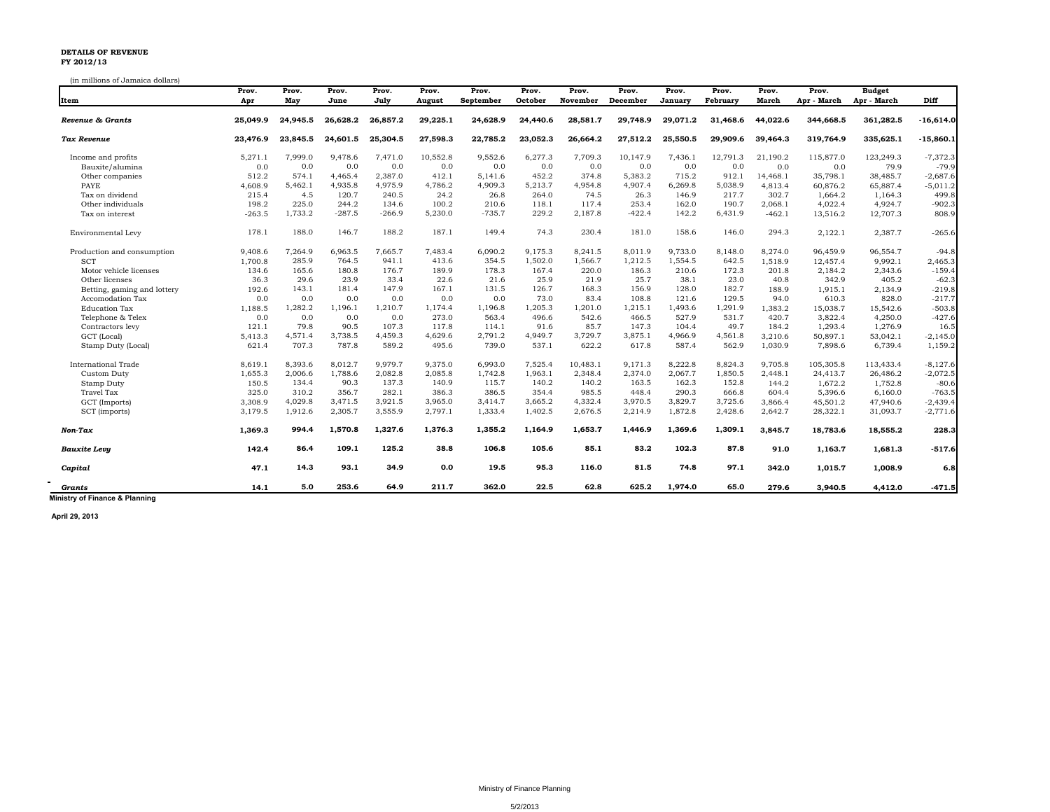**DETAILS OF REVENUE**
**FY 2012/13**

(in millions of Jamaica dollars)

| Item | Prov. Apr | Prov. May | Prov. June | Prov. July | Prov. August | Prov. September | Prov. October | Prov. November | Prov. December | Prov. January | Prov. February | Prov. March | Prov. Apr - March | Budget Apr - March | Diff |
|---|---|---|---|---|---|---|---|---|---|---|---|---|---|---|---|
| ***Revenue & Grants*** | **25,049.9** | **24,945.5** | **26,628.2** | **26,857.2** | **29,225.1** | **24,628.9** | **24,440.6** | **28,581.7** | **29,748.9** | **29,071.2** | **31,468.6** | **44,022.6** | **344,668.5** | **361,282.5** | **-16,614.0** |
| ***Tax Revenue*** | **23,476.9** | **23,845.5** | **24,601.5** | **25,304.5** | **27,598.3** | **22,785.2** | **23,052.3** | **26,664.2** | **27,512.2** | **25,550.5** | **29,909.6** | **39,464.3** | **319,764.9** | **335,625.1** | **-15,860.1** |
| Income and profits | 5,271.1 | 7,999.0 | 9,478.6 | 7,471.0 | 10,552.8 | 9,552.6 | 6,277.3 | 7,709.3 | 10,147.9 | 7,436.1 | 12,791.3 | 21,190.2 | 115,877.0 | 123,249.3 | -7,372.3 |
| Bauxite/alumina | 0.0 | 0.0 | 0.0 | 0.0 | 0.0 | 0.0 | 0.0 | 0.0 | 0.0 | 0.0 | 0.0 | 0.0 | 0.0 | 79.9 | -79.9 |
| Other companies | 512.2 | 574.1 | 4,465.4 | 2,387.0 | 412.1 | 5,141.6 | 452.2 | 374.8 | 5,383.2 | 715.2 | 912.1 | 14,468.1 | 35,798.1 | 38,485.7 | -2,687.6 |
| PAYE | 4,608.9 | 5,462.1 | 4,935.8 | 4,975.9 | 4,786.2 | 4,909.3 | 5,213.7 | 4,954.8 | 4,907.4 | 6,269.8 | 5,038.9 | 4,813.4 | 60,876.2 | 65,887.4 | -5,011.2 |
| Tax on dividend | 215.4 | 4.5 | 120.7 | 240.5 | 24.2 | 26.8 | 264.0 | 74.5 | 26.3 | 146.9 | 217.7 | 302.7 | 1,664.2 | 1,164.3 | 499.8 |
| Other individuals | 198.2 | 225.0 | 244.2 | 134.6 | 100.2 | 210.6 | 118.1 | 117.4 | 253.4 | 162.0 | 190.7 | 2,068.1 | 4,022.4 | 4,924.7 | -902.3 |
| Tax on interest | -263.5 | 1,733.2 | -287.5 | -266.9 | 5,230.0 | -735.7 | 229.2 | 2,187.8 | -422.4 | 142.2 | 6,431.9 | -462.1 | 13,516.2 | 12,707.3 | 808.9 |
| Environmental Levy | 178.1 | 188.0 | 146.7 | 188.2 | 187.1 | 149.4 | 74.3 | 230.4 | 181.0 | 158.6 | 146.0 | 294.3 | 2,122.1 | 2,387.7 | -265.6 |
| Production and consumption | 9,408.6 | 7,264.9 | 6,963.5 | 7,665.7 | 7,483.4 | 6,090.2 | 9,175.3 | 8,241.5 | 8,011.9 | 9,733.0 | 8,148.0 | 8,274.0 | 96,459.9 | 96,554.7 | -94.8 |
| SCT | 1,700.8 | 285.9 | 764.5 | 941.1 | 413.6 | 354.5 | 1,502.0 | 1,566.7 | 1,212.5 | 1,554.5 | 642.5 | 1,518.9 | 12,457.4 | 9,992.1 | 2,465.3 |
| Motor vehicle licenses | 134.6 | 165.6 | 180.8 | 176.7 | 189.9 | 178.3 | 167.4 | 220.0 | 186.3 | 210.6 | 172.3 | 201.8 | 2,184.2 | 2,343.6 | -159.4 |
| Other licenses | 36.3 | 29.6 | 23.9 | 33.4 | 22.6 | 21.6 | 25.9 | 21.9 | 25.7 | 38.1 | 23.0 | 40.8 | 342.9 | 405.2 | -62.3 |
| Betting, gaming and lottery | 192.6 | 143.1 | 181.4 | 147.9 | 167.1 | 131.5 | 126.7 | 168.3 | 156.9 | 128.0 | 182.7 | 188.9 | 1,915.1 | 2,134.9 | -219.8 |
| Accomodation Tax | 0.0 | 0.0 | 0.0 | 0.0 | 0.0 | 0.0 | 73.0 | 83.4 | 108.8 | 121.6 | 129.5 | 94.0 | 610.3 | 828.0 | -217.7 |
| Education Tax | 1,188.5 | 1,282.2 | 1,196.1 | 1,210.7 | 1,174.4 | 1,196.8 | 1,205.3 | 1,201.0 | 1,215.1 | 1,493.6 | 1,291.9 | 1,383.2 | 15,038.7 | 15,542.6 | -503.8 |
| Telephone & Telex | 0.0 | 0.0 | 0.0 | 0.0 | 273.0 | 563.4 | 496.6 | 542.6 | 466.5 | 527.9 | 531.7 | 420.7 | 3,822.4 | 4,250.0 | -427.6 |
| Contractors levy | 121.1 | 79.8 | 90.5 | 107.3 | 117.8 | 114.1 | 91.6 | 85.7 | 147.3 | 104.4 | 49.7 | 184.2 | 1,293.4 | 1,276.9 | 16.5 |
| GCT (Local) | 5,413.3 | 4,571.4 | 3,738.5 | 4,459.3 | 4,629.6 | 2,791.2 | 4,949.7 | 3,729.7 | 3,875.1 | 4,966.9 | 4,561.8 | 3,210.6 | 50,897.1 | 53,042.1 | -2,145.0 |
| Stamp Duty (Local) | 621.4 | 707.3 | 787.8 | 589.2 | 495.6 | 739.0 | 537.1 | 622.2 | 617.8 | 587.4 | 562.9 | 1,030.9 | 7,898.6 | 6,739.4 | 1,159.2 |
| International Trade | 8,619.1 | 8,393.6 | 8,012.7 | 9,979.7 | 9,375.0 | 6,993.0 | 7,525.4 | 10,483.1 | 9,171.3 | 8,222.8 | 8,824.3 | 9,705.8 | 105,305.8 | 113,433.4 | -8,127.6 |
| Custom Duty | 1,655.3 | 2,006.6 | 1,788.6 | 2,082.8 | 2,085.8 | 1,742.8 | 1,963.1 | 2,348.4 | 2,374.0 | 2,067.7 | 1,850.5 | 2,448.1 | 24,413.7 | 26,486.2 | -2,072.5 |
| Stamp Duty | 150.5 | 134.4 | 90.3 | 137.3 | 140.9 | 115.7 | 140.2 | 140.2 | 163.5 | 162.3 | 152.8 | 144.2 | 1,672.2 | 1,752.8 | -80.6 |
| Travel Tax | 325.0 | 310.2 | 356.7 | 282.1 | 386.3 | 386.5 | 354.4 | 985.5 | 448.4 | 290.3 | 666.8 | 604.4 | 5,396.6 | 6,160.0 | -763.5 |
| GCT (Imports) | 3,308.9 | 4,029.8 | 3,471.5 | 3,921.5 | 3,965.0 | 3,414.7 | 3,665.2 | 4,332.4 | 3,970.5 | 3,829.7 | 3,725.6 | 3,866.4 | 45,501.2 | 47,940.6 | -2,439.4 |
| SCT (imports) | 3,179.5 | 1,912.6 | 2,305.7 | 3,555.9 | 2,797.1 | 1,333.4 | 1,402.5 | 2,676.5 | 2,214.9 | 1,872.8 | 2,428.6 | 2,642.7 | 28,322.1 | 31,093.7 | -2,771.6 |
| ***Non-Tax*** | **1,369.3** | **994.4** | **1,570.8** | **1,327.6** | **1,376.3** | **1,355.2** | **1,164.9** | **1,653.7** | **1,446.9** | **1,369.6** | **1,309.1** | **3,845.7** | **18,783.6** | **18,555.2** | **228.3** |
| ***Bauxite Levy*** | **142.4** | **86.4** | **109.1** | **125.2** | **38.8** | **106.8** | **105.6** | **85.1** | **83.2** | **102.3** | **87.8** | **91.0** | **1,163.7** | **1,681.3** | **-517.6** |
| ***Capital*** | **47.1** | **14.3** | **93.1** | **34.9** | **0.0** | **19.5** | **95.3** | **116.0** | **81.5** | **74.8** | **97.1** | **342.0** | **1,015.7** | **1,008.9** | **6.8** |
| ***Grants*** | **14.1** | **5.0** | **253.6** | **64.9** | **211.7** | **362.0** | **22.5** | **62.8** | **625.2** | **1,974.0** | **65.0** | **279.6** | **3,940.5** | **4,412.0** | **-471.5** |

**Ministry of Finance & Planning**

**April 29, 2013**